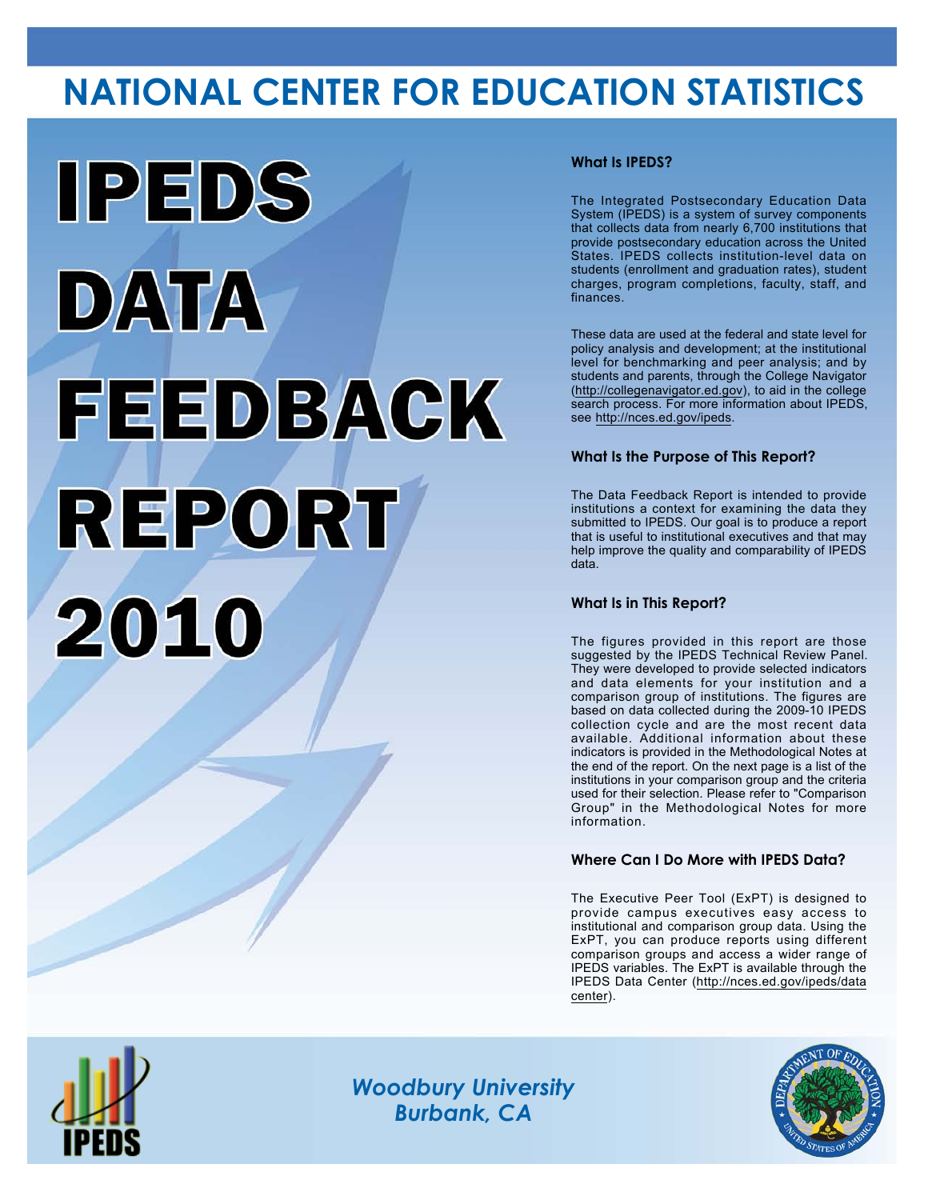# NATIONAL CENTER FOR EDUCATION STATISTICS

# IPEDS DATA FEEDBACK REPORT 2010

### What Is IPEDS?

The Integrated Postsecondary Education Data System (IPEDS) is a system of survey components that collects data from nearly 6,700 institutions that provide postsecondary education across the United States. IPEDS collects institution-level data on students (enrollment and graduation rates), student charges, program completions, faculty, staff, and finances.

These data are used at the federal and state level for policy analysis and development; at the institutional level for benchmarking and peer analysis; and by students and parents, through the College Navigator (http://collegenavigator.ed.gov), to aid in the college search process. For more information about IPEDS, see http://nces.ed.gov/ipeds.

### What Is the Purpose of This Report?

The Data Feedback Report is intended to provide institutions a context for examining the data they submitted to IPEDS. Our goal is to produce a report that is useful to institutional executives and that may help improve the quality and comparability of IPEDS data.

### What Is in This Report?

The figures provided in this report are those suggested by the IPEDS Technical Review Panel. They were developed to provide selected indicators and data elements for your institution and a comparison group of institutions. The figures are based on data collected during the 2009-10 IPEDS collection cycle and are the most recent data available. Additional information about these indicators is provided in the Methodological Notes at the end of the report. On the next page is a list of the institutions in your comparison group and the criteria used for their selection. Please refer to "Comparison Group" in the Methodological Notes for more information.

### Where Can I Do More with IPEDS Data?

The Executive Peer Tool (ExPT) is designed to provide campus executives easy access to institutional and comparison group data. Using the ExPT, you can produce reports using different comparison groups and access a wider range of IPEDS variables. The ExPT is available through the IPEDS Data Center (http://nces.ed.gov/ipeds/datacenter).

*Woodbury University*
*Burbank, CA*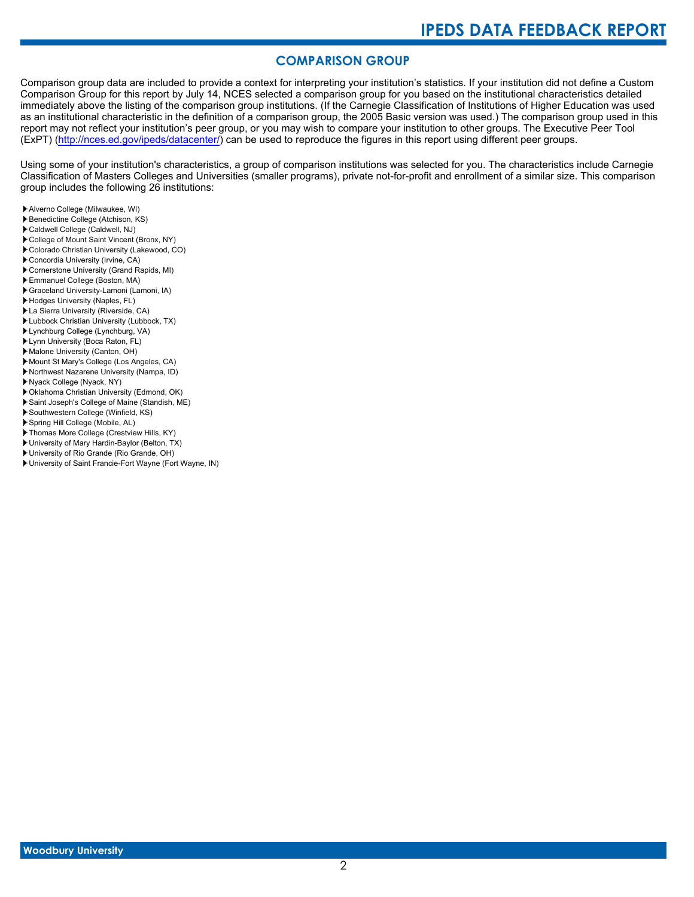## COMPARISON GROUP

Comparison group data are included to provide a context for interpreting your institution's statistics. If your institution did not define a Custom Comparison Group for this report by July 14, NCES selected a comparison group for you based on the institutional characteristics detailed immediately above the listing of the comparison group institutions. (If the Carnegie Classification of Institutions of Higher Education was used as an institutional characteristic in the definition of a comparison group, the 2005 Basic version was used.) The comparison group used in this report may not reflect your institution's peer group, or you may wish to compare your institution to other groups. The Executive Peer Tool (ExPT) (http://nces.ed.gov/ipeds/datacenter/) can be used to reproduce the figures in this report using different peer groups.

Using some of your institution's characteristics, a group of comparison institutions was selected for you. The characteristics include Carnegie Classification of Masters Colleges and Universities (smaller programs), private not-for-profit and enrollment of a similar size. This comparison group includes the following 26 institutions:

- Alverno College (Milwaukee, WI)
- Benedictine College (Atchison, KS)
- Caldwell College (Caldwell, NJ)
- College of Mount Saint Vincent (Bronx, NY)
- Colorado Christian University (Lakewood, CO)
- Concordia University (Irvine, CA)
- Cornerstone University (Grand Rapids, MI)
- Emmanuel College (Boston, MA)
- Graceland University-Lamoni (Lamoni, IA)
- Hodges University (Naples, FL)
- La Sierra University (Riverside, CA)
- Lubbock Christian University (Lubbock, TX)
- Lynchburg College (Lynchburg, VA)
- Lynn University (Boca Raton, FL)
- Malone University (Canton, OH)
- Mount St Mary's College (Los Angeles, CA)
- Northwest Nazarene University (Nampa, ID)
- Nyack College (Nyack, NY)
- Oklahoma Christian University (Edmond, OK)
- Saint Joseph's College of Maine (Standish, ME)
- Southwestern College (Winfield, KS)
- Spring Hill College (Mobile, AL)
- Thomas More College (Crestview Hills, KY)
- University of Mary Hardin-Baylor (Belton, TX)
- University of Rio Grande (Rio Grande, OH)
- University of Saint Francie-Fort Wayne (Fort Wayne, IN)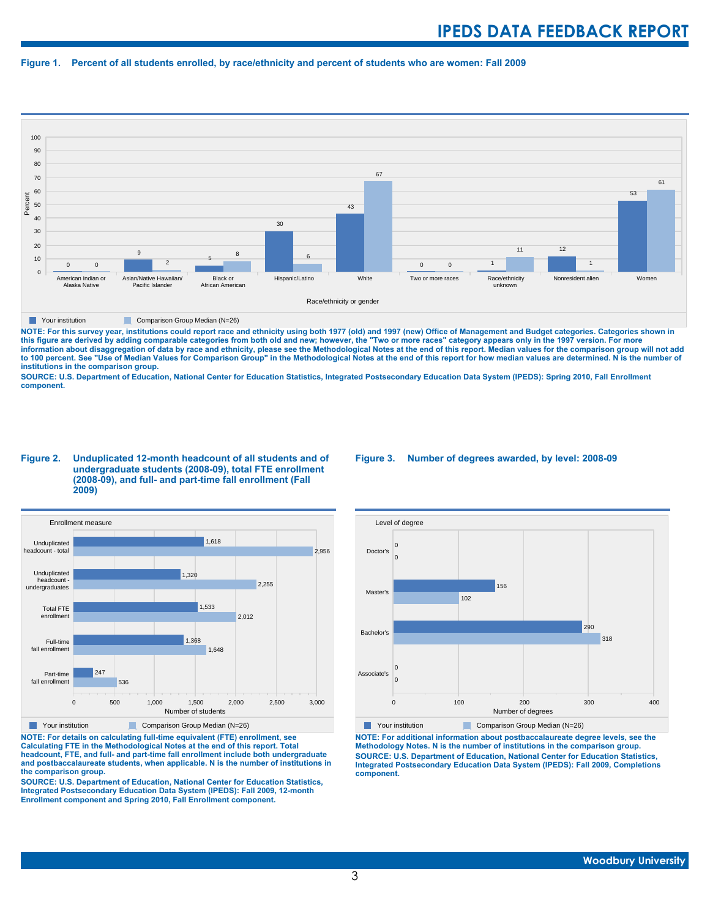**Figure 1. Percent of all students enrolled, by race/ethnicity and percent of students who are women: Fall 2009**

| Race/ethnicity or gender | Your institution | Comparison Group Median (N=26) |
|---|---|---|
| American Indian or Alaska Native | 0 | 0 |
| Asian/Native Hawaiian/ Pacific Islander | 9 | 2 |
| Black or African American | 5 | 8 |
| Hispanic/Latino | 30 | 6 |
| White | 43 | 67 |
| Two or more races | 0 | 0 |
| Race/ethnicity unknown | 1 | 11 |
| Nonresident alien | 12 | 1 |
| Women | 53 | 61 |

**NOTE: For this survey year, institutions could report race and ethnicity using both 1977 (old) and 1997 (new) Office of Management and Budget categories. Categories shown in this figure are derived by adding comparable categories from both old and new; however, the "Two or more races" category appears only in the 1997 version. For more information about disaggregation of data by race and ethnicity, please see the Methodological Notes at the end of this report. Median values for the comparison group will not add to 100 percent. See "Use of Median Values for Comparison Group" in the Methodological Notes at the end of this report for how median values are determined. N is the number of institutions in the comparison group.**

**SOURCE: U.S. Department of Education, National Center for Education Statistics, Integrated Postsecondary Education Data System (IPEDS): Spring 2010, Fall Enrollment component.**

**Figure 2. Unduplicated 12-month headcount of all students and of undergraduate students (2008-09), total FTE enrollment (2008-09), and full- and part-time fall enrollment (Fall 2009)**

| Enrollment measure | Your institution | Comparison Group Median (N=26) |
|---|---|---|
| Unduplicated headcount - total | 1,618 | 2,956 |
| Unduplicated headcount - undergraduates | 1,320 | 2,255 |
| Total FTE enrollment | 1,533 | 2,012 |
| Full-time fall enrollment | 1,368 | 1,648 |
| Part-time fall enrollment | 247 | 536 |

**NOTE: For details on calculating full-time equivalent (FTE) enrollment, see Calculating FTE in the Methodological Notes at the end of this report. Total headcount, FTE, and full- and part-time fall enrollment include both undergraduate and postbaccalaureate students, when applicable. N is the number of institutions in the comparison group.**

**SOURCE: U.S. Department of Education, National Center for Education Statistics, Integrated Postsecondary Education Data System (IPEDS): Fall 2009, 12-month Enrollment component and Spring 2010, Fall Enrollment component.**

**Figure 3. Number of degrees awarded, by level: 2008-09**

| Level of degree | Your institution | Comparison Group Median (N=26) |
|---|---|---|
| Doctor's | 0 | 0 |
| Master's | 156 | 102 |
| Bachelor's | 290 | 318 |
| Associate's | 0 | 0 |

**NOTE: For additional information about postbaccalaureate degree levels, see the Methodology Notes. N is the number of institutions in the comparison group.**

**SOURCE: U.S. Department of Education, National Center for Education Statistics, Integrated Postsecondary Education Data System (IPEDS): Fall 2009, Completions component.**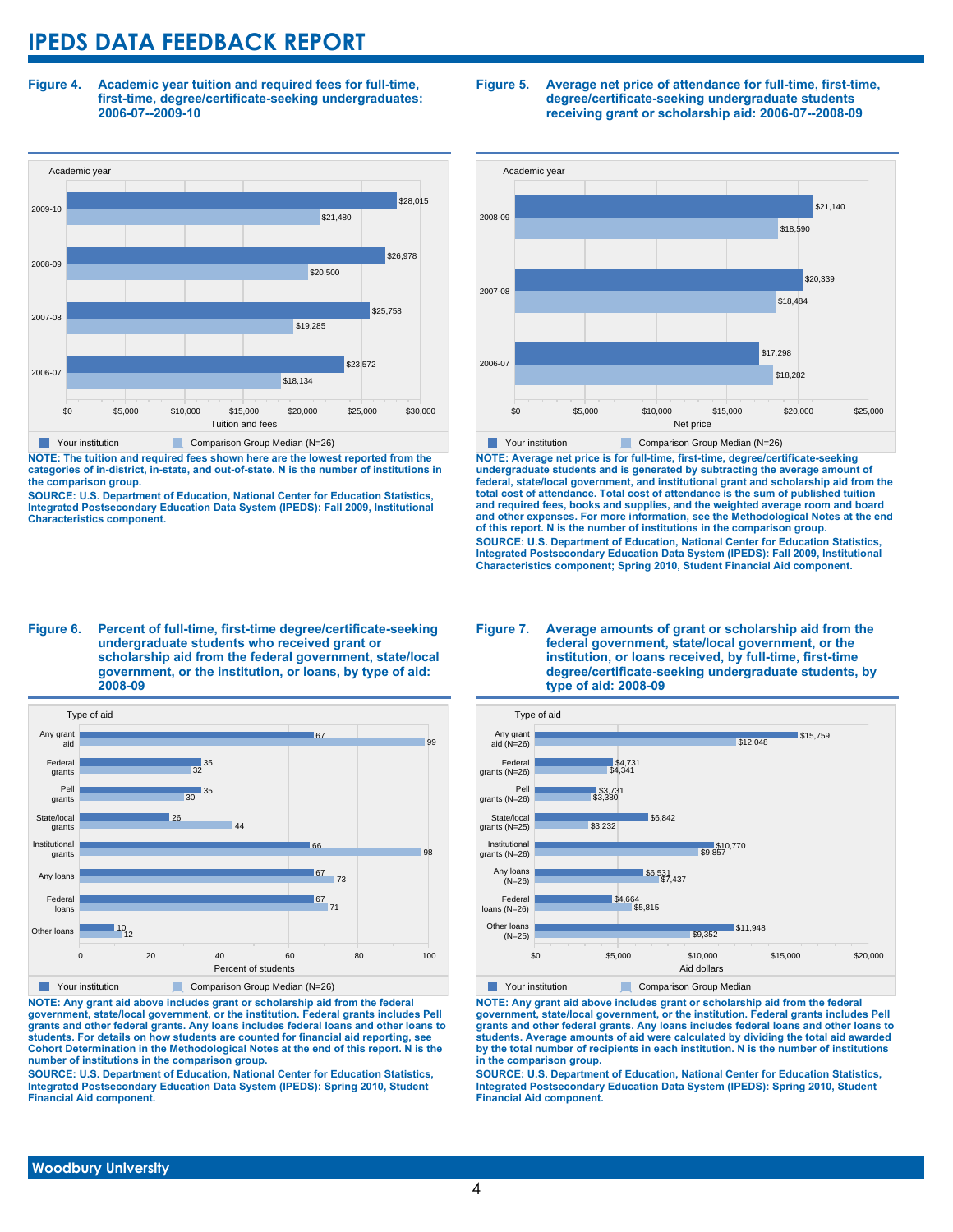# IPEDS DATA FEEDBACK REPORT

**Figure 4. Academic year tuition and required fees for full-time, first-time, degree/certificate-seeking undergraduates: 2006-07--2009-10**

| Academic year | Your institution | Comparison Group Median (N=26) |
|---|---|---|
| 2009-10 | $28,015 | $21,480 |
| 2008-09 | $26,978 | $20,500 |
| 2007-08 | $25,758 | $19,285 |
| 2006-07 | $23,572 | $18,134 |

**NOTE: The tuition and required fees shown here are the lowest reported from the categories of in-district, in-state, and out-of-state. N is the number of institutions in the comparison group.**

**SOURCE: U.S. Department of Education, National Center for Education Statistics, Integrated Postsecondary Education Data System (IPEDS): Fall 2009, Institutional Characteristics component.**

**Figure 5. Average net price of attendance for full-time, first-time, degree/certificate-seeking undergraduate students receiving grant or scholarship aid: 2006-07--2008-09**

| Academic year | Your institution | Comparison Group Median (N=26) |
|---|---|---|
| 2008-09 | $21,140 | $18,590 |
| 2007-08 | $20,339 | $18,484 |
| 2006-07 | $17,298 | $18,282 |

**NOTE: Average net price is for full-time, first-time, degree/certificate-seeking undergraduate students and is generated by subtracting the average amount of federal, state/local government, and institutional grant and scholarship aid from the total cost of attendance. Total cost of attendance is the sum of published tuition and required fees, books and supplies, and the weighted average room and board and other expenses. For more information, see the Methodological Notes at the end of this report. N is the number of institutions in the comparison group.**

**SOURCE: U.S. Department of Education, National Center for Education Statistics, Integrated Postsecondary Education Data System (IPEDS): Fall 2009, Institutional Characteristics component; Spring 2010, Student Financial Aid component.**

**Figure 6. Percent of full-time, first-time degree/certificate-seeking undergraduate students who received grant or scholarship aid from the federal government, state/local government, or the institution, or loans, by type of aid: 2008-09**

| Type of aid | Your institution | Comparison Group Median (N=26) |
|---|---|---|
| Any grant aid | 67 | 99 |
| Federal grants | 35 | 32 |
| Pell grants | 35 | 30 |
| State/local grants | 26 | 44 |
| Institutional grants | 66 | 98 |
| Any loans | 67 | 73 |
| Federal loans | 67 | 71 |
| Other loans | 10 | 12 |

**NOTE: Any grant aid above includes grant or scholarship aid from the federal government, state/local government, or the institution. Federal grants includes Pell grants and other federal grants. Any loans includes federal loans and other loans to students. For details on how students are counted for financial aid reporting, see Cohort Determination in the Methodological Notes at the end of this report. N is the number of institutions in the comparison group.**

**SOURCE: U.S. Department of Education, National Center for Education Statistics, Integrated Postsecondary Education Data System (IPEDS): Spring 2010, Student Financial Aid component.**

**Figure 7. Average amounts of grant or scholarship aid from the federal government, state/local government, or the institution, or loans received, by full-time, first-time degree/certificate-seeking undergraduate students, by type of aid: 2008-09**

| Type of aid | Your institution | Comparison Group Median |
|---|---|---|
| Any grant aid (N=26) | $15,759 | $12,048 |
| Federal grants (N=26) | $4,731 | $4,341 |
| Pell grants (N=26) | $3,731 | $3,380 |
| State/local grants (N=25) | $6,842 | $3,232 |
| Institutional grants (N=26) | $10,770 | $9,857 |
| Any loans (N=26) | $6,531 | $7,437 |
| Federal loans (N=26) | $4,664 | $5,815 |
| Other loans (N=25) | $11,948 | $9,352 |

**NOTE: Any grant aid above includes grant or scholarship aid from the federal government, state/local government, or the institution. Federal grants includes Pell grants and other federal grants. Any loans includes federal loans and other loans to students. Average amounts of aid were calculated by dividing the total aid awarded by the total number of recipients in each institution. N is the number of institutions in the comparison group.**

**SOURCE: U.S. Department of Education, National Center for Education Statistics, Integrated Postsecondary Education Data System (IPEDS): Spring 2010, Student Financial Aid component.**

Woodbury University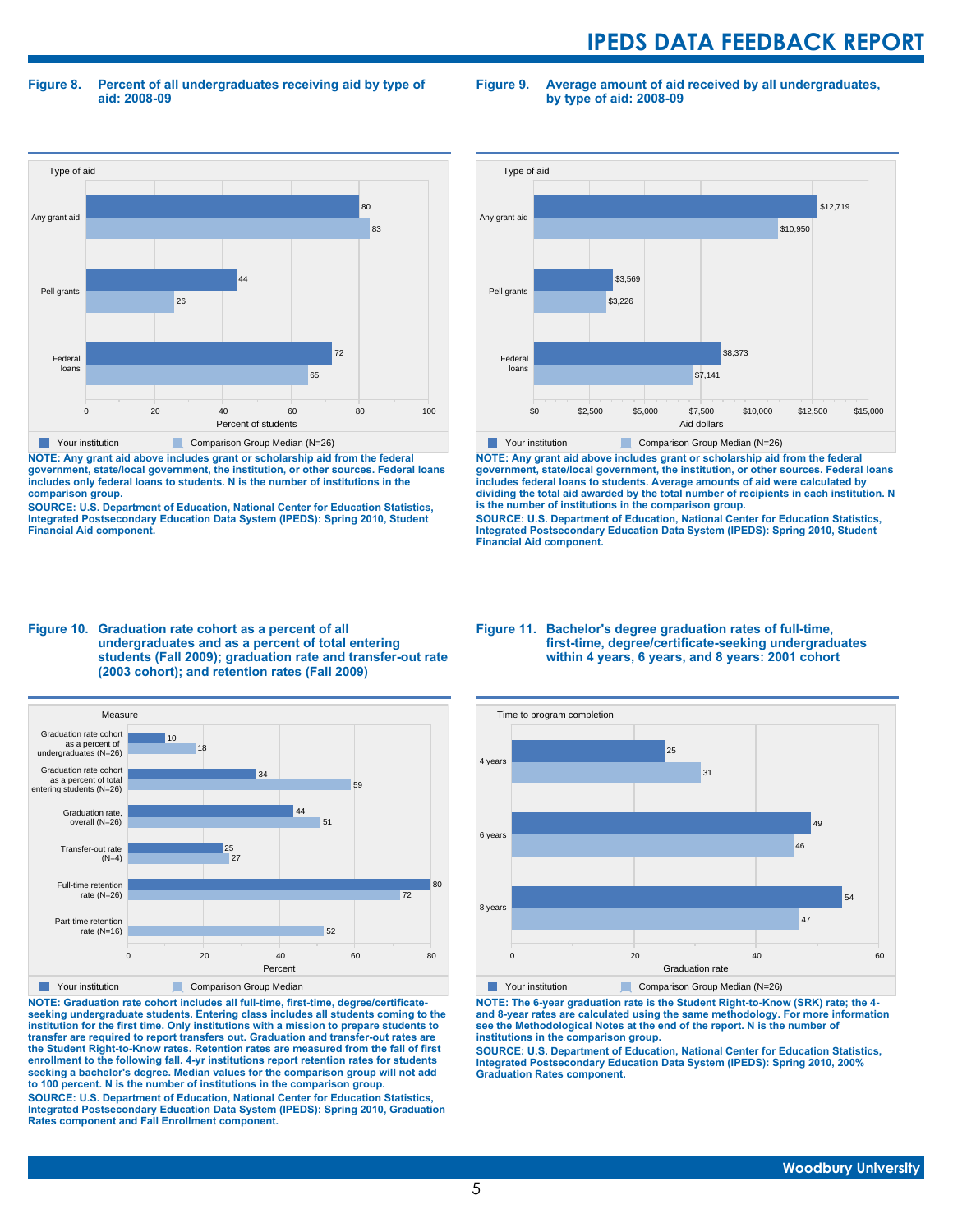### Figure 8. Percent of all undergraduates receiving aid by type of aid: 2008-09

| Type of aid | Your institution | Comparison Group Median (N=26) |
|---|---|---|
| Any grant aid | 80 | 83 |
| Pell grants | 44 | 26 |
| Federal loans | 72 | 65 |

Percent of students

**NOTE: Any grant aid above includes grant or scholarship aid from the federal government, state/local government, the institution, or other sources. Federal loans includes only federal loans to students. N is the number of institutions in the comparison group.**

**SOURCE: U.S. Department of Education, National Center for Education Statistics, Integrated Postsecondary Education Data System (IPEDS): Spring 2010, Student Financial Aid component.**

### Figure 9. Average amount of aid received by all undergraduates, by type of aid: 2008-09

| Type of aid | Your institution | Comparison Group Median (N=26) |
|---|---|---|
| Any grant aid | $12,719 | $10,950 |
| Pell grants | $3,569 | $3,226 |
| Federal loans | $8,373 | $7,141 |

Aid dollars

**NOTE: Any grant aid above includes grant or scholarship aid from the federal government, state/local government, the institution, or other sources. Federal loans includes federal loans to students. Average amounts of aid were calculated by dividing the total aid awarded by the total number of recipients in each institution. N is the number of institutions in the comparison group.**

**SOURCE: U.S. Department of Education, National Center for Education Statistics, Integrated Postsecondary Education Data System (IPEDS): Spring 2010, Student Financial Aid component.**

### Figure 10. Graduation rate cohort as a percent of all undergraduates and as a percent of total entering students (Fall 2009); graduation rate and transfer-out rate (2003 cohort); and retention rates (Fall 2009)

| Measure | Your institution | Comparison Group Median |
|---|---|---|
| Graduation rate cohort as a percent of undergraduates (N=26) | 10 | 18 |
| Graduation rate cohort as a percent of total entering students (N=26) | 34 | 59 |
| Graduation rate, overall (N=26) | 44 | 51 |
| Transfer-out rate (N=4) | 25 | 27 |
| Full-time retention rate (N=26) | 80 | 72 |
| Part-time retention rate (N=16) | | 52 |

Percent

**NOTE: Graduation rate cohort includes all full-time, first-time, degree/certificate-seeking undergraduate students. Entering class includes all students coming to the institution for the first time. Only institutions with a mission to prepare students to transfer are required to report transfers out. Graduation and transfer-out rates are the Student Right-to-Know rates. Retention rates are measured from the fall of first enrollment to the following fall. 4-yr institutions report retention rates for students seeking a bachelor's degree. Median values for the comparison group will not add to 100 percent. N is the number of institutions in the comparison group.**

**SOURCE: U.S. Department of Education, National Center for Education Statistics, Integrated Postsecondary Education Data System (IPEDS): Spring 2010, Graduation Rates component and Fall Enrollment component.**

### Figure 11. Bachelor's degree graduation rates of full-time, first-time, degree/certificate-seeking undergraduates within 4 years, 6 years, and 8 years: 2001 cohort

| Time to program completion | Your institution | Comparison Group Median (N=26) |
|---|---|---|
| 4 years | 25 | 31 |
| 6 years | 49 | 46 |
| 8 years | 54 | 47 |

Graduation rate

**NOTE: The 6-year graduation rate is the Student Right-to-Know (SRK) rate; the 4- and 8-year rates are calculated using the same methodology. For more information see the Methodological Notes at the end of the report. N is the number of institutions in the comparison group.**

**SOURCE: U.S. Department of Education, National Center for Education Statistics, Integrated Postsecondary Education Data System (IPEDS): Spring 2010, 200% Graduation Rates component.**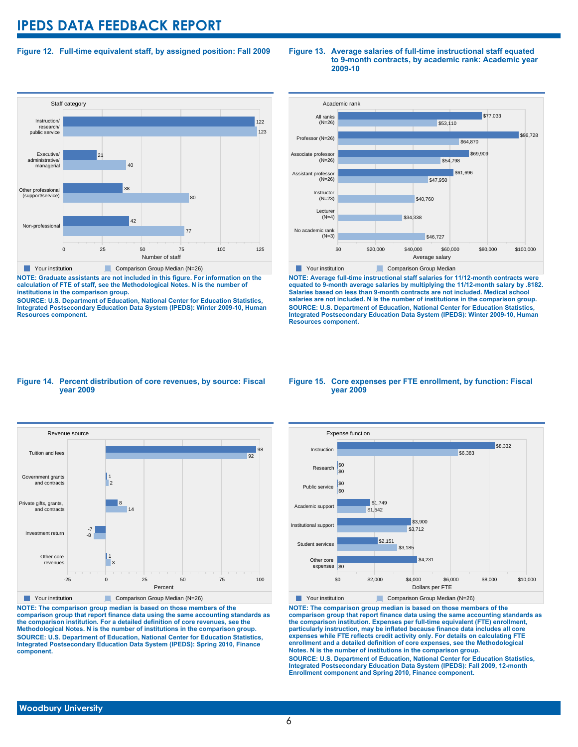# IPEDS DATA FEEDBACK REPORT

**Figure 12. Full-time equivalent staff, by assigned position: Fall 2009**

| Staff category | Your institution | Comparison Group Median (N=26) |
|---|---|---|
| Instruction/ research/ public service | 122 | 123 |
| Executive/ administrative/ managerial | 21 | 40 |
| Other professional (support/service) | 38 | 80 |
| Non-professional | 42 | 77 |

Number of staff

**NOTE: Graduate assistants are not included in this figure. For information on the calculation of FTE of staff, see the Methodological Notes. N is the number of institutions in the comparison group.**

**SOURCE: U.S. Department of Education, National Center for Education Statistics, Integrated Postsecondary Education Data System (IPEDS): Winter 2009-10, Human Resources component.**

**Figure 13. Average salaries of full-time instructional staff equated to 9-month contracts, by academic rank: Academic year 2009-10**

| Academic rank | Your institution | Comparison Group Median |
|---|---|---|
| All ranks (N=26) | $77,033 | $53,110 |
| Professor (N=26) | $96,728 | $64,870 |
| Associate professor (N=26) | $69,909 | $54,798 |
| Assistant professor (N=26) | $61,696 | $47,950 |
| Instructor (N=23) | | $40,760 |
| Lecturer (N=4) | | $34,338 |
| No academic rank (N=3) | | $46,727 |

Average salary

**NOTE: Average full-time instructional staff salaries for 11/12-month contracts were equated to 9-month average salaries by multiplying the 11/12-month salary by .8182. Salaries based on less than 9-month contracts are not included. Medical school salaries are not included. N is the number of institutions in the comparison group.**

**SOURCE: U.S. Department of Education, National Center for Education Statistics, Integrated Postsecondary Education Data System (IPEDS): Winter 2009-10, Human Resources component.**

**Figure 14. Percent distribution of core revenues, by source: Fiscal year 2009**

| Revenue source | Your institution | Comparison Group Median (N=26) |
|---|---|---|
| Tuition and fees | 98 | 92 |
| Government grants and contracts | 1 | 2 |
| Private gifts, grants, and contracts | 8 | 14 |
| Investment return | -7 | -8 |
| Other core revenues | 1 | 3 |

Percent

**NOTE: The comparison group median is based on those members of the comparison group that report finance data using the same accounting standards as the comparison institution. For a detailed definition of core revenues, see the Methodological Notes. N is the number of institutions in the comparison group.**

**SOURCE: U.S. Department of Education, National Center for Education Statistics, Integrated Postsecondary Education Data System (IPEDS): Spring 2010, Finance component.**

**Figure 15. Core expenses per FTE enrollment, by function: Fiscal year 2009**

| Expense function | Your institution | Comparison Group Median (N=26) |
|---|---|---|
| Instruction | $8,332 | $6,383 |
| Research | $0 | $0 |
| Public service | $0 | $0 |
| Academic support | $1,749 | $1,542 |
| Institutional support | $3,900 | $3,712 |
| Student services | $2,151 | $3,185 |
| Other core expenses | $4,231 | $0 |

Dollars per FTE

**NOTE: The comparison group median is based on those members of the comparison group that report finance data using the same accounting standards as the comparison institution. Expenses per full-time equivalent (FTE) enrollment, particularly instruction, may be inflated because finance data includes all core expenses while FTE reflects credit activity only. For details on calculating FTE enrollment and a detailed definition of core expenses, see the Methodological Notes. N is the number of institutions in the comparison group.**

**SOURCE: U.S. Department of Education, National Center for Education Statistics, Integrated Postsecondary Education Data System (IPEDS): Fall 2009, 12-month Enrollment component and Spring 2010, Finance component.**

Woodbury University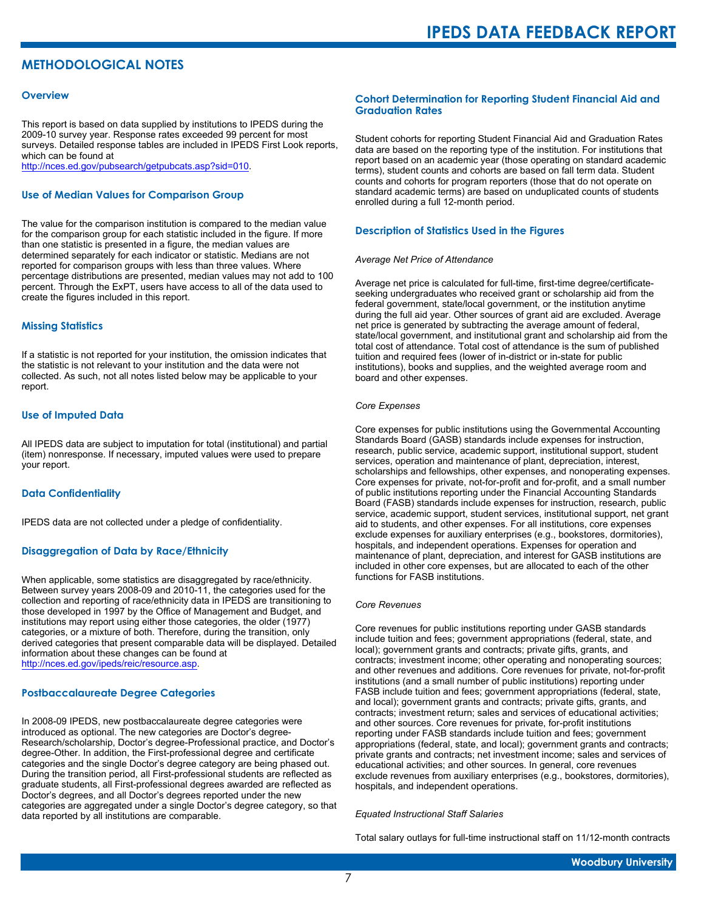## METHODOLOGICAL NOTES

### Overview

This report is based on data supplied by institutions to IPEDS during the 2009-10 survey year. Response rates exceeded 99 percent for most surveys. Detailed response tables are included in IPEDS First Look reports, which can be found at http://nces.ed.gov/pubsearch/getpubcats.asp?sid=010.

### Use of Median Values for Comparison Group

The value for the comparison institution is compared to the median value for the comparison group for each statistic included in the figure. If more than one statistic is presented in a figure, the median values are determined separately for each indicator or statistic. Medians are not reported for comparison groups with less than three values. Where percentage distributions are presented, median values may not add to 100 percent. Through the ExPT, users have access to all of the data used to create the figures included in this report.

### Missing Statistics

If a statistic is not reported for your institution, the omission indicates that the statistic is not relevant to your institution and the data were not collected. As such, not all notes listed below may be applicable to your report.

### Use of Imputed Data

All IPEDS data are subject to imputation for total (institutional) and partial (item) nonresponse. If necessary, imputed values were used to prepare your report.

### Data Confidentiality

IPEDS data are not collected under a pledge of confidentiality.

### Disaggregation of Data by Race/Ethnicity

When applicable, some statistics are disaggregated by race/ethnicity. Between survey years 2008-09 and 2010-11, the categories used for the collection and reporting of race/ethnicity data in IPEDS are transitioning to those developed in 1997 by the Office of Management and Budget, and institutions may report using either those categories, the older (1977) categories, or a mixture of both. Therefore, during the transition, only derived categories that present comparable data will be displayed. Detailed information about these changes can be found at http://nces.ed.gov/ipeds/reic/resource.asp.

### Postbaccalaureate Degree Categories

In 2008-09 IPEDS, new postbaccalaureate degree categories were introduced as optional. The new categories are Doctor's degree-Research/scholarship, Doctor's degree-Professional practice, and Doctor's degree-Other. In addition, the First-professional degree and certificate categories and the single Doctor's degree category are being phased out. During the transition period, all First-professional students are reflected as graduate students, all First-professional degrees are reflected as Doctor's degrees, and all Doctor's degrees reported under the new categories are aggregated under a single Doctor's degree category, so that data reported by all institutions are comparable.

### Cohort Determination for Reporting Student Financial Aid and Graduation Rates

Student cohorts for reporting Student Financial Aid and Graduation Rates data are based on the reporting type of the institution. For institutions that report based on an academic year (those operating on standard academic terms), student counts and cohorts are based on fall term data. Student counts and cohorts for program reporters (those that do not operate on standard academic terms) are based on unduplicated counts of students enrolled during a full 12-month period.

### Description of Statistics Used in the Figures

*Average Net Price of Attendance*

Average net price is calculated for full-time, first-time degree/certificate-seeking undergraduates who received grant or scholarship aid from the federal government, state/local government, or the institution anytime during the full aid year. Other sources of grant aid are excluded. Average net price is generated by subtracting the average amount of federal, state/local government, and institutional grant and scholarship aid from the total cost of attendance. Total cost of attendance is the sum of published tuition and required fees (lower of in-district or in-state for public institutions), books and supplies, and the weighted average room and board and other expenses.

*Core Expenses*

Core expenses for public institutions using the Governmental Accounting Standards Board (GASB) standards include expenses for instruction, research, public service, academic support, institutional support, student services, operation and maintenance of plant, depreciation, interest, scholarships and fellowships, other expenses, and nonoperating expenses. Core expenses for private, not-for-profit and for-profit, and a small number of public institutions reporting under the Financial Accounting Standards Board (FASB) standards include expenses for instruction, research, public service, academic support, student services, institutional support, net grant aid to students, and other expenses. For all institutions, core expenses exclude expenses for auxiliary enterprises (e.g., bookstores, dormitories), hospitals, and independent operations. Expenses for operation and maintenance of plant, depreciation, and interest for GASB institutions are included in other core expenses, but are allocated to each of the other functions for FASB institutions.

*Core Revenues*

Core revenues for public institutions reporting under GASB standards include tuition and fees; government appropriations (federal, state, and local); government grants and contracts; private gifts, grants, and contracts; investment income; other operating and nonoperating sources; and other revenues and additions. Core revenues for private, not-for-profit institutions (and a small number of public institutions) reporting under FASB include tuition and fees; government appropriations (federal, state, and local); government grants and contracts; private gifts, grants, and contracts; investment return; sales and services of educational activities; and other sources. Core revenues for private, for-profit institutions reporting under FASB standards include tuition and fees; government appropriations (federal, state, and local); government grants and contracts; private grants and contracts; net investment income; sales and services of educational activities; and other sources. In general, core revenues exclude revenues from auxiliary enterprises (e.g., bookstores, dormitories), hospitals, and independent operations.

*Equated Instructional Staff Salaries*

Total salary outlays for full-time instructional staff on 11/12-month contracts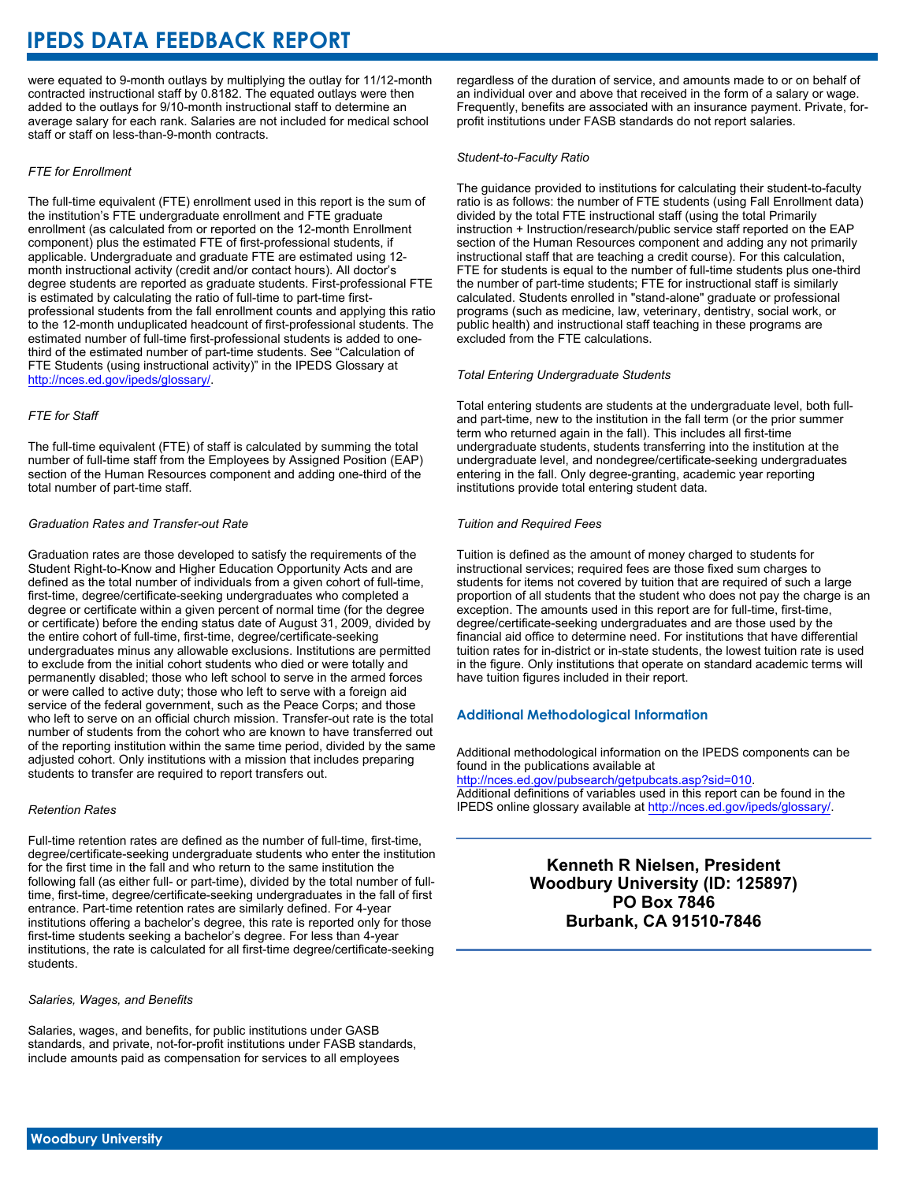were equated to 9-month outlays by multiplying the outlay for 11/12-month contracted instructional staff by 0.8182. The equated outlays were then added to the outlays for 9/10-month instructional staff to determine an average salary for each rank. Salaries are not included for medical school staff or staff on less-than-9-month contracts.

*FTE for Enrollment*

The full-time equivalent (FTE) enrollment used in this report is the sum of the institution's FTE undergraduate enrollment and FTE graduate enrollment (as calculated from or reported on the 12-month Enrollment component) plus the estimated FTE of first-professional students, if applicable. Undergraduate and graduate FTE are estimated using 12-month instructional activity (credit and/or contact hours). All doctor's degree students are reported as graduate students. First-professional FTE is estimated by calculating the ratio of full-time to part-time first-professional students from the fall enrollment counts and applying this ratio to the 12-month unduplicated headcount of first-professional students. The estimated number of full-time first-professional students is added to one-third of the estimated number of part-time students. See "Calculation of FTE Students (using instructional activity)" in the IPEDS Glossary at http://nces.ed.gov/ipeds/glossary/.

*FTE for Staff*

The full-time equivalent (FTE) of staff is calculated by summing the total number of full-time staff from the Employees by Assigned Position (EAP) section of the Human Resources component and adding one-third of the total number of part-time staff.

*Graduation Rates and Transfer-out Rate*

Graduation rates are those developed to satisfy the requirements of the Student Right-to-Know and Higher Education Opportunity Acts and are defined as the total number of individuals from a given cohort of full-time, first-time, degree/certificate-seeking undergraduates who completed a degree or certificate within a given percent of normal time (for the degree or certificate) before the ending status date of August 31, 2009, divided by the entire cohort of full-time, first-time, degree/certificate-seeking undergraduates minus any allowable exclusions. Institutions are permitted to exclude from the initial cohort students who died or were totally and permanently disabled; those who left school to serve in the armed forces or were called to active duty; those who left to serve with a foreign aid service of the federal government, such as the Peace Corps; and those who left to serve on an official church mission. Transfer-out rate is the total number of students from the cohort who are known to have transferred out of the reporting institution within the same time period, divided by the same adjusted cohort. Only institutions with a mission that includes preparing students to transfer are required to report transfers out.

*Retention Rates*

Full-time retention rates are defined as the number of full-time, first-time, degree/certificate-seeking undergraduate students who enter the institution for the first time in the fall and who return to the same institution the following fall (as either full- or part-time), divided by the total number of full-time, first-time, degree/certificate-seeking undergraduates in the fall of first entrance. Part-time retention rates are similarly defined. For 4-year institutions offering a bachelor's degree, this rate is reported only for those first-time students seeking a bachelor's degree. For less than 4-year institutions, the rate is calculated for all first-time degree/certificate-seeking students.

*Salaries, Wages, and Benefits*

Salaries, wages, and benefits, for public institutions under GASB standards, and private, not-for-profit institutions under FASB standards, include amounts paid as compensation for services to all employees regardless of the duration of service, and amounts made to or on behalf of an individual over and above that received in the form of a salary or wage. Frequently, benefits are associated with an insurance payment. Private, for-profit institutions under FASB standards do not report salaries.

*Student-to-Faculty Ratio*

The guidance provided to institutions for calculating their student-to-faculty ratio is as follows: the number of FTE students (using Fall Enrollment data) divided by the total FTE instructional staff (using the total Primarily instruction + Instruction/research/public service staff reported on the EAP section of the Human Resources component and adding any not primarily instructional staff that are teaching a credit course). For this calculation, FTE for students is equal to the number of full-time students plus one-third the number of part-time students; FTE for instructional staff is similarly calculated. Students enrolled in "stand-alone" graduate or professional programs (such as medicine, law, veterinary, dentistry, social work, or public health) and instructional staff teaching in these programs are excluded from the FTE calculations.

*Total Entering Undergraduate Students*

Total entering students are students at the undergraduate level, both full- and part-time, new to the institution in the fall term (or the prior summer term who returned again in the fall). This includes all first-time undergraduate students, students transferring into the institution at the undergraduate level, and nondegree/certificate-seeking undergraduates entering in the fall. Only degree-granting, academic year reporting institutions provide total entering student data.

*Tuition and Required Fees*

Tuition is defined as the amount of money charged to students for instructional services; required fees are those fixed sum charges to students for items not covered by tuition that are required of such a large proportion of all students that the student who does not pay the charge is an exception. The amounts used in this report are for full-time, first-time, degree/certificate-seeking undergraduates and are those used by the financial aid office to determine need. For institutions that have differential tuition rates for in-district or in-state students, the lowest tuition rate is used in the figure. Only institutions that operate on standard academic terms will have tuition figures included in their report.

## Additional Methodological Information

Additional methodological information on the IPEDS components can be found in the publications available at http://nces.ed.gov/pubsearch/getpubcats.asp?sid=010.
Additional definitions of variables used in this report can be found in the IPEDS online glossary available at http://nces.ed.gov/ipeds/glossary/.

---

**Kenneth R Nielsen, President**
**Woodbury University (ID: 125897)**
**PO Box 7846**
**Burbank, CA 91510-7846**

---